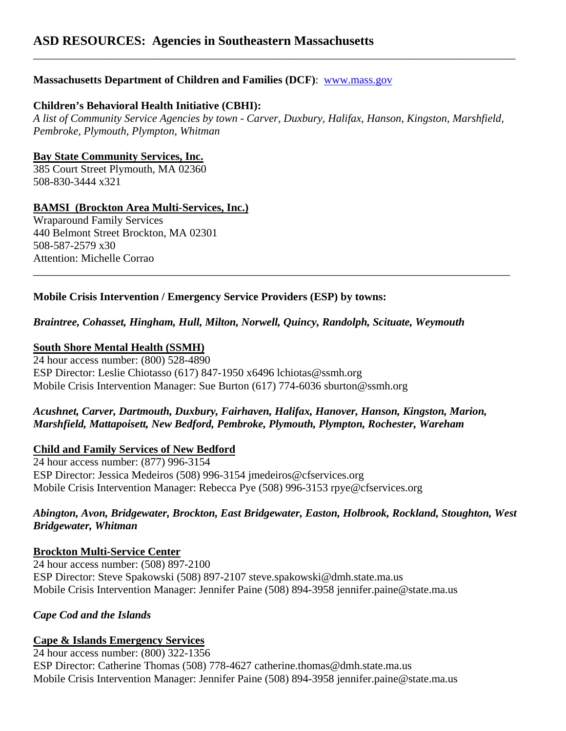# ASD RESOURCES: Agencies in Southeastern Massachusetts

---

**Massachusetts Department of Children and Families (DCF)**: [www.mass.gov](www.mass.gov)

**Children's Behavioral Health Initiative (CBHI):**
*A list of Community Service Agencies by town - Carver, Duxbury, Halifax, Hanson, Kingston, Marshfield, Pembroke, Plymouth, Plympton, Whitman*

**Bay State Community Services, Inc.**
385 Court Street Plymouth, MA 02360
508-830-3444 x321

**BAMSI (Brockton Area Multi-Services, Inc.)**
Wraparound Family Services
440 Belmont Street Brockton, MA 02301
508-587-2579 x30
Attention: Michelle Corrao

---

**Mobile Crisis Intervention / Emergency Service Providers (ESP) by towns:**

***Braintree, Cohasset, Hingham, Hull, Milton, Norwell, Quincy, Randolph, Scituate, Weymouth***

**South Shore Mental Health (SSMH)**
24 hour access number: (800) 528-4890
ESP Director: Leslie Chiotasso (617) 847-1950 x6496 lchiotas@ssmh.org
Mobile Crisis Intervention Manager: Sue Burton (617) 774-6036 sburton@ssmh.org

***Acushnet, Carver, Dartmouth, Duxbury, Fairhaven, Halifax, Hanover, Hanson, Kingston, Marion, Marshfield, Mattapoisett, New Bedford, Pembroke, Plymouth, Plympton, Rochester, Wareham***

**Child and Family Services of New Bedford**
24 hour access number: (877) 996-3154
ESP Director: Jessica Medeiros (508) 996-3154 jmedeiros@cfservices.org
Mobile Crisis Intervention Manager: Rebecca Pye (508) 996-3153 rpye@cfservices.org

***Abington, Avon, Bridgewater, Brockton, East Bridgewater, Easton, Holbrook, Rockland, Stoughton, West Bridgewater, Whitman***

**Brockton Multi-Service Center**
24 hour access number: (508) 897-2100
ESP Director: Steve Spakowski (508) 897-2107 steve.spakowski@dmh.state.ma.us
Mobile Crisis Intervention Manager: Jennifer Paine (508) 894-3958 jennifer.paine@state.ma.us

***Cape Cod and the Islands***

**Cape & Islands Emergency Services**
24 hour access number: (800) 322-1356
ESP Director: Catherine Thomas (508) 778-4627 catherine.thomas@dmh.state.ma.us
Mobile Crisis Intervention Manager: Jennifer Paine (508) 894-3958 jennifer.paine@state.ma.us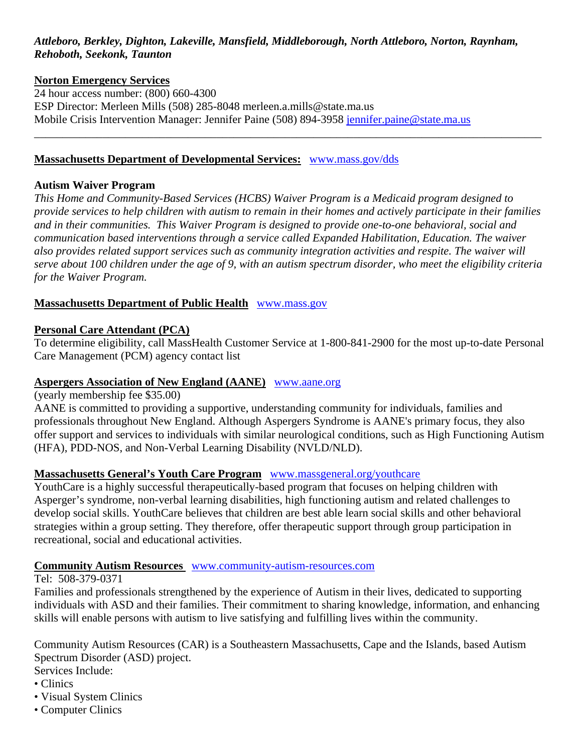***Attleboro, Berkley, Dighton, Lakeville, Mansfield, Middleborough, North Attleboro, Norton, Raynham, Rehoboth, Seekonk, Taunton***

**Norton Emergency Services**

24 hour access number: (800) 660-4300
ESP Director: Merleen Mills (508) 285-8048 merleen.a.mills@state.ma.us
Mobile Crisis Intervention Manager: Jennifer Paine (508) 894-3958 jennifer.paine@state.ma.us

---

**Massachusetts Department of Developmental Services:** www.mass.gov/dds

**Autism Waiver Program**

*This Home and Community-Based Services (HCBS) Waiver Program is a Medicaid program designed to provide services to help children with autism to remain in their homes and actively participate in their families and in their communities. This Waiver Program is designed to provide one-to-one behavioral, social and communication based interventions through a service called Expanded Habilitation, Education. The waiver also provides related support services such as community integration activities and respite. The waiver will serve about 100 children under the age of 9, with an autism spectrum disorder, who meet the eligibility criteria for the Waiver Program.*

**Massachusetts Department of Public Health** www.mass.gov

**Personal Care Attendant (PCA)**

To determine eligibility, call MassHealth Customer Service at 1-800-841-2900 for the most up-to-date Personal Care Management (PCM) agency contact list

**Aspergers Association of New England (AANE)** www.aane.org

(yearly membership fee $35.00)

AANE is committed to providing a supportive, understanding community for individuals, families and professionals throughout New England. Although Aspergers Syndrome is AANE's primary focus, they also offer support and services to individuals with similar neurological conditions, such as High Functioning Autism (HFA), PDD-NOS, and Non-Verbal Learning Disability (NVLD/NLD).

**Massachusetts General's Youth Care Program** www.massgeneral.org/youthcare

YouthCare is a highly successful therapeutically-based program that focuses on helping children with Asperger's syndrome, non-verbal learning disabilities, high functioning autism and related challenges to develop social skills. YouthCare believes that children are best able learn social skills and other behavioral strategies within a group setting. They therefore, offer therapeutic support through group participation in recreational, social and educational activities.

**Community Autism Resources** www.community-autism-resources.com

Tel: 508-379-0371

Families and professionals strengthened by the experience of Autism in their lives, dedicated to supporting individuals with ASD and their families. Their commitment to sharing knowledge, information, and enhancing skills will enable persons with autism to live satisfying and fulfilling lives within the community.

Community Autism Resources (CAR) is a Southeastern Massachusetts, Cape and the Islands, based Autism Spectrum Disorder (ASD) project.

Services Include:

- Clinics
- Visual System Clinics
- Computer Clinics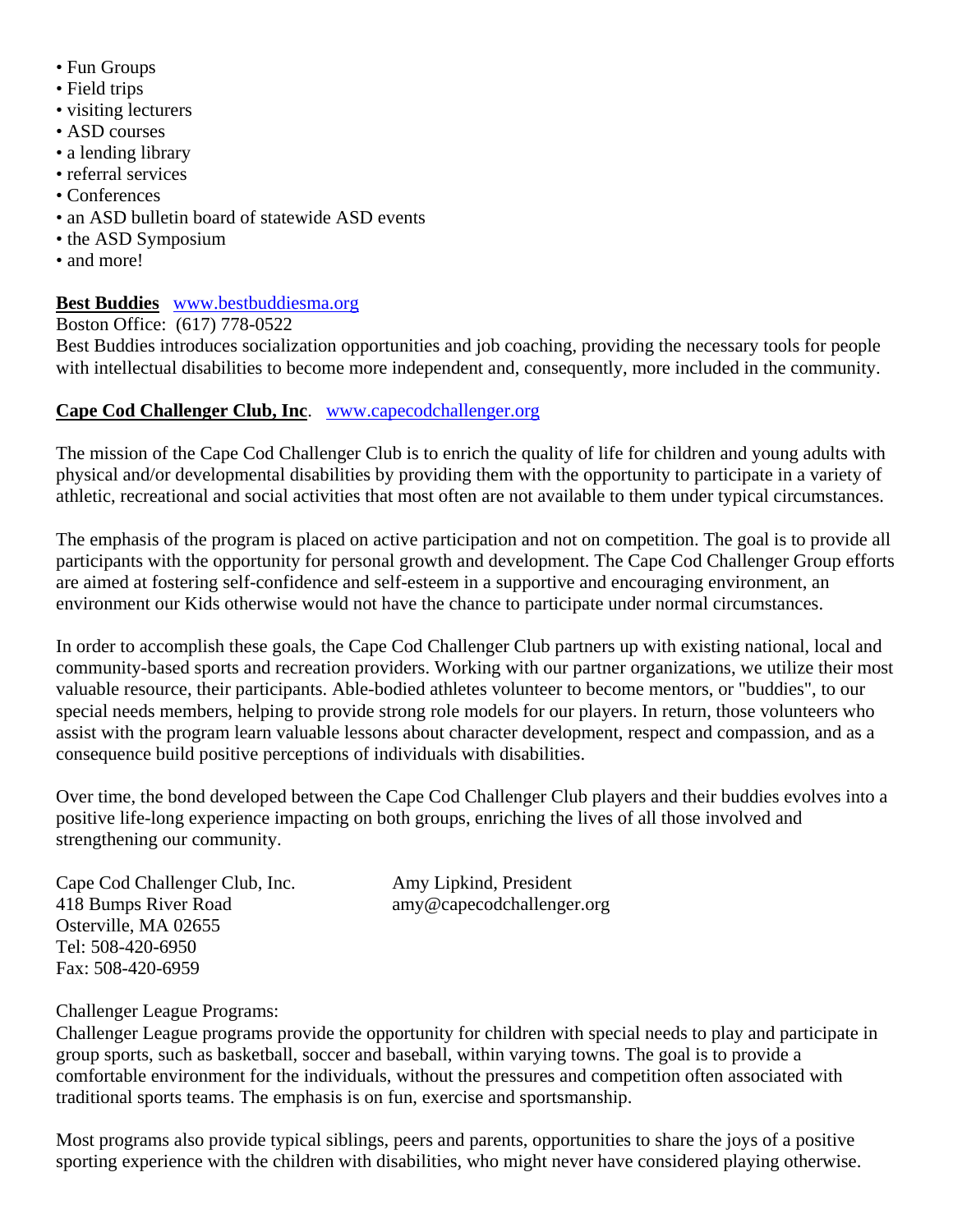- Fun Groups
- Field trips
- visiting lecturers
- ASD courses
- a lending library
- referral services
- Conferences
- an ASD bulletin board of statewide ASD events
- the ASD Symposium
- and more!

**Best Buddies** www.bestbuddiesma.org
Boston Office: (617) 778-0522
Best Buddies introduces socialization opportunities and job coaching, providing the necessary tools for people with intellectual disabilities to become more independent and, consequently, more included in the community.

**Cape Cod Challenger Club, Inc**. www.capecodchallenger.org

The mission of the Cape Cod Challenger Club is to enrich the quality of life for children and young adults with physical and/or developmental disabilities by providing them with the opportunity to participate in a variety of athletic, recreational and social activities that most often are not available to them under typical circumstances.

The emphasis of the program is placed on active participation and not on competition. The goal is to provide all participants with the opportunity for personal growth and development. The Cape Cod Challenger Group efforts are aimed at fostering self-confidence and self-esteem in a supportive and encouraging environment, an environment our Kids otherwise would not have the chance to participate under normal circumstances.

In order to accomplish these goals, the Cape Cod Challenger Club partners up with existing national, local and community-based sports and recreation providers. Working with our partner organizations, we utilize their most valuable resource, their participants. Able-bodied athletes volunteer to become mentors, or "buddies", to our special needs members, helping to provide strong role models for our players. In return, those volunteers who assist with the program learn valuable lessons about character development, respect and compassion, and as a consequence build positive perceptions of individuals with disabilities.

Over time, the bond developed between the Cape Cod Challenger Club players and their buddies evolves into a positive life-long experience impacting on both groups, enriching the lives of all those involved and strengthening our community.

Cape Cod Challenger Club, Inc.
418 Bumps River Road
Osterville, MA 02655
Tel: 508-420-6950
Fax: 508-420-6959

Amy Lipkind, President
amy@capecodchallenger.org

Challenger League Programs:
Challenger League programs provide the opportunity for children with special needs to play and participate in group sports, such as basketball, soccer and baseball, within varying towns. The goal is to provide a comfortable environment for the individuals, without the pressures and competition often associated with traditional sports teams. The emphasis is on fun, exercise and sportsmanship.

Most programs also provide typical siblings, peers and parents, opportunities to share the joys of a positive sporting experience with the children with disabilities, who might never have considered playing otherwise.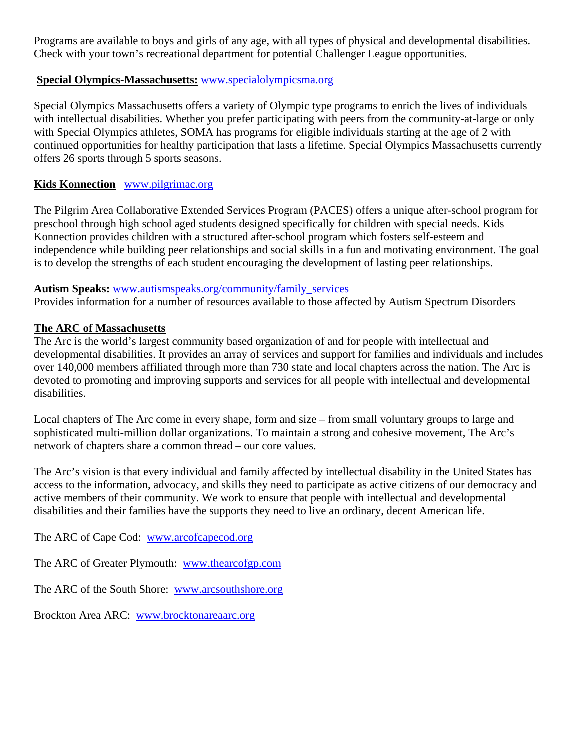Programs are available to boys and girls of any age, with all types of physical and developmental disabilities. Check with your town's recreational department for potential Challenger League opportunities.

**Special Olympics-Massachusetts:** www.specialolympicsma.org

Special Olympics Massachusetts offers a variety of Olympic type programs to enrich the lives of individuals with intellectual disabilities. Whether you prefer participating with peers from the community-at-large or only with Special Olympics athletes, SOMA has programs for eligible individuals starting at the age of 2 with continued opportunities for healthy participation that lasts a lifetime. Special Olympics Massachusetts currently offers 26 sports through 5 sports seasons.

**Kids Konnection** www.pilgrimac.org

The Pilgrim Area Collaborative Extended Services Program (PACES) offers a unique after-school program for preschool through high school aged students designed specifically for children with special needs. Kids Konnection provides children with a structured after-school program which fosters self-esteem and independence while building peer relationships and social skills in a fun and motivating environment. The goal is to develop the strengths of each student encouraging the development of lasting peer relationships.

**Autism Speaks:** www.autismspeaks.org/community/family_services
Provides information for a number of resources available to those affected by Autism Spectrum Disorders

**The ARC of Massachusetts**
The Arc is the world's largest community based organization of and for people with intellectual and developmental disabilities. It provides an array of services and support for families and individuals and includes over 140,000 members affiliated through more than 730 state and local chapters across the nation. The Arc is devoted to promoting and improving supports and services for all people with intellectual and developmental disabilities.

Local chapters of The Arc come in every shape, form and size – from small voluntary groups to large and sophisticated multi-million dollar organizations. To maintain a strong and cohesive movement, The Arc's network of chapters share a common thread – our core values.

The Arc's vision is that every individual and family affected by intellectual disability in the United States has access to the information, advocacy, and skills they need to participate as active citizens of our democracy and active members of their community. We work to ensure that people with intellectual and developmental disabilities and their families have the supports they need to live an ordinary, decent American life.

The ARC of Cape Cod: www.arcofcapecod.org

The ARC of Greater Plymouth: www.thearcofgp.com

The ARC of the South Shore: www.arcsouthshore.org

Brockton Area ARC: www.brocktonareaarc.org